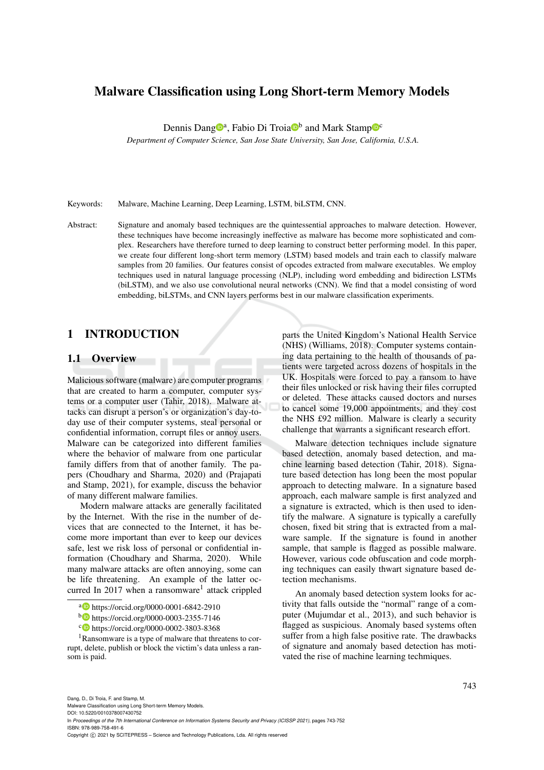# Malware Classification using Long Short-term Memory Models

Dennis Dang[a], Fabio Di Troia[b] and Mark Stamp[c]

*Department of Computer Science, San Jose State University, San Jose, California, U.S.A.*

Keywords: Malware, Machine Learning, Deep Learning, LSTM, biLSTM, CNN.

Abstract: Signature and anomaly based techniques are the quintessential approaches to malware detection. However, these techniques have become increasingly ineffective as malware has become more sophisticated and complex. Researchers have therefore turned to deep learning to construct better performing model. In this paper, we create four different long-short term memory (LSTM) based models and train each to classify malware samples from 20 families. Our features consist of opcodes extracted from malware executables. We employ techniques used in natural language processing (NLP), including word embedding and bidirection LSTMs (biLSTM), and we also use convolutional neural networks (CNN). We find that a model consisting of word embedding, biLSTMs, and CNN layers performs best in our malware classification experiments.

## 1 INTRODUCTION

### 1.1 Overview

Malicious software (malware) are computer programs that are created to harm a computer, computer systems or a computer user (Tahir, 2018). Malware attacks can disrupt a person's or organization's day-to-day use of their computer systems, steal personal or confidential information, corrupt files or annoy users. Malware can be categorized into different families where the behavior of malware from one particular family differs from that of another family. The papers (Choudhary and Sharma, 2020) and (Prajapati and Stamp, 2021), for example, discuss the behavior of many different malware families.

Modern malware attacks are generally facilitated by the Internet. With the rise in the number of devices that are connected to the Internet, it has become more important than ever to keep our devices safe, lest we risk loss of personal or confidential information (Choudhary and Sharma, 2020). While many malware attacks are often annoying, some can be life threatening. An example of the latter occurred In 2017 when a ransomware[1] attack crippled parts the United Kingdom's National Health Service (NHS) (Williams, 2018). Computer systems containing data pertaining to the health of thousands of patients were targeted across dozens of hospitals in the UK. Hospitals were forced to pay a ransom to have their files unlocked or risk having their files corrupted or deleted. These attacks caused doctors and nurses to cancel some 19,000 appointments, and they cost the NHS £92 million. Malware is clearly a security challenge that warrants a significant research effort.

Malware detection techniques include signature based detection, anomaly based detection, and machine learning based detection (Tahir, 2018). Signature based detection has long been the most popular approach to detecting malware. In a signature based approach, each malware sample is first analyzed and a signature is extracted, which is then used to identify the malware. A signature is typically a carefully chosen, fixed bit string that is extracted from a malware sample. If the signature is found in another sample, that sample is flagged as possible malware. However, various code obfuscation and code morphing techniques can easily thwart signature based detection mechanisms.

An anomaly based detection system looks for activity that falls outside the "normal" range of a computer (Mujumdar et al., 2013), and such behavior is flagged as suspicious. Anomaly based systems often suffer from a high false positive rate. The drawbacks of signature and anomaly based detection has motivated the rise of machine learning techmiques.

[a] https://orcid.org/0000-0001-6842-2910
[b] https://orcid.org/0000-0003-2355-7146
[c] https://orcid.org/0000-0002-3803-8368

[1] Ransomware is a type of malware that threatens to corrupt, delete, publish or block the victim's data unless a ransom is paid.

Dang, D., Di Troia, F. and Stamp, M.
Malware Classification using Long Short-term Memory Models.
DOI: 10.5220/0010378007430752
In *Proceedings of the 7th International Conference on Information Systems Security and Privacy (ICISSP 2021)*, pages 743-752
ISBN: 978-989-758-491-6
Copyright © 2021 by SCITEPRESS – Science and Technology Publications, Lda. All rights reserved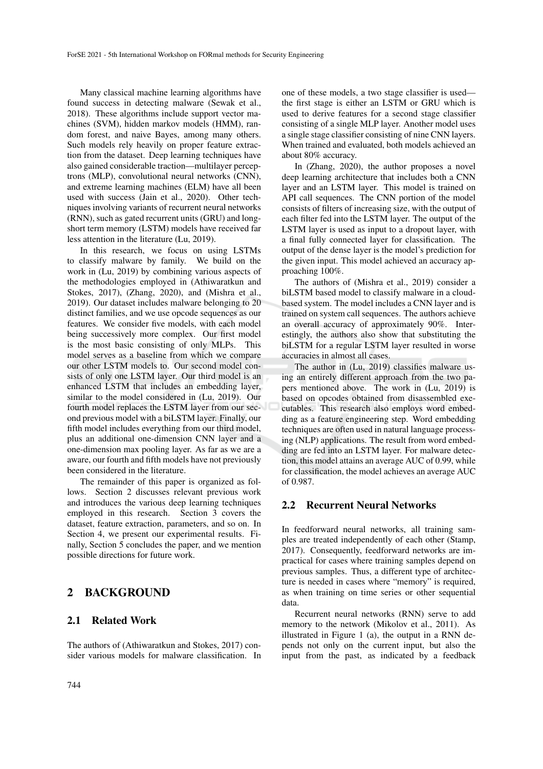Many classical machine learning algorithms have found success in detecting malware (Sewak et al., 2018). These algorithms include support vector machines (SVM), hidden markov models (HMM), random forest, and naive Bayes, among many others. Such models rely heavily on proper feature extraction from the dataset. Deep learning techniques have also gained considerable traction—multilayer perceptrons (MLP), convolutional neural networks (CNN), and extreme learning machines (ELM) have all been used with success (Jain et al., 2020). Other techniques involving variants of recurrent neural networks (RNN), such as gated recurrent units (GRU) and long-short term memory (LSTM) models have received far less attention in the literature (Lu, 2019).

In this research, we focus on using LSTMs to classify malware by family. We build on the work in (Lu, 2019) by combining various aspects of the methodologies employed in (Athiwaratkun and Stokes, 2017), (Zhang, 2020), and (Mishra et al., 2019). Our dataset includes malware belonging to 20 distinct families, and we use opcode sequences as our features. We consider five models, with each model being successively more complex. Our first model is the most basic consisting of only MLPs. This model serves as a baseline from which we compare our other LSTM models to. Our second model consists of only one LSTM layer. Our third model is an enhanced LSTM that includes an embedding layer, similar to the model considered in (Lu, 2019). Our fourth model replaces the LSTM layer from our second previous model with a biLSTM layer. Finally, our fifth model includes everything from our third model, plus an additional one-dimension CNN layer and a one-dimension max pooling layer. As far as we are a aware, our fourth and fifth models have not previously been considered in the literature.

The remainder of this paper is organized as follows. Section 2 discusses relevant previous work and introduces the various deep learning techniques employed in this research. Section 3 covers the dataset, feature extraction, parameters, and so on. In Section 4, we present our experimental results. Finally, Section 5 concludes the paper, and we mention possible directions for future work.

# 2 BACKGROUND

## 2.1 Related Work

The authors of (Athiwaratkun and Stokes, 2017) consider various models for malware classification. In one of these models, a two stage classifier is used—the first stage is either an LSTM or GRU which is used to derive features for a second stage classifier consisting of a single MLP layer. Another model uses a single stage classifier consisting of nine CNN layers. When trained and evaluated, both models achieved an about 80% accuracy.

In (Zhang, 2020), the author proposes a novel deep learning architecture that includes both a CNN layer and an LSTM layer. This model is trained on API call sequences. The CNN portion of the model consists of filters of increasing size, with the output of each filter fed into the LSTM layer. The output of the LSTM layer is used as input to a dropout layer, with a final fully connected layer for classification. The output of the dense layer is the model's prediction for the given input. This model achieved an accuracy approaching 100%.

The authors of (Mishra et al., 2019) consider a biLSTM based model to classify malware in a cloud-based system. The model includes a CNN layer and is trained on system call sequences. The authors achieve an overall accuracy of approximately 90%. Interestingly, the authors also show that substituting the biLSTM for a regular LSTM layer resulted in worse accuracies in almost all cases.

The author in (Lu, 2019) classifies malware using an entirely different approach from the two papers mentioned above. The work in (Lu, 2019) is based on opcodes obtained from disassembled executables. This research also employs word embedding as a feature engineering step. Word embedding techniques are often used in natural language processing (NLP) applications. The result from word embedding are fed into an LSTM layer. For malware detection, this model attains an average AUC of 0.99, while for classification, the model achieves an average AUC of 0.987.

## 2.2 Recurrent Neural Networks

In feedforward neural networks, all training samples are treated independently of each other (Stamp, 2017). Consequently, feedforward networks are impractical for cases where training samples depend on previous samples. Thus, a different type of architecture is needed in cases where "memory" is required, as when training on time series or other sequential data.

Recurrent neural networks (RNN) serve to add memory to the network (Mikolov et al., 2011). As illustrated in Figure 1 (a), the output in a RNN depends not only on the current input, but also the input from the past, as indicated by a feedback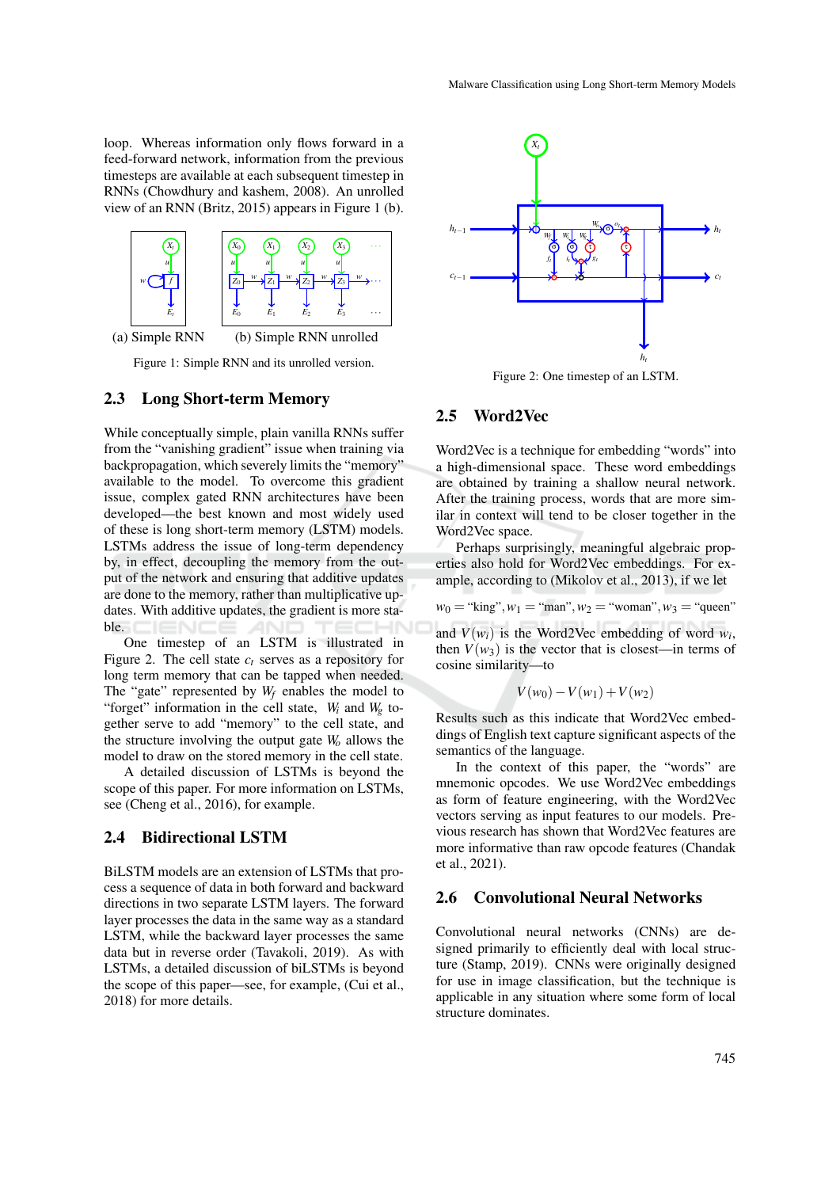loop. Whereas information only flows forward in a feed-forward network, information from the previous timesteps are available at each subsequent timestep in RNNs (Chowdhury and kashem, 2008). An unrolled view of an RNN (Britz, 2015) appears in Figure 1 (b).

(a) Simple RNN (b) Simple RNN unrolled

Figure 1: Simple RNN and its unrolled version.

### 2.3 Long Short-term Memory

While conceptually simple, plain vanilla RNNs suffer from the "vanishing gradient" issue when training via backpropagation, which severely limits the "memory" available to the model. To overcome this gradient issue, complex gated RNN architectures have been developed—the best known and most widely used of these is long short-term memory (LSTM) models. LSTMs address the issue of long-term dependency by, in effect, decoupling the memory from the output of the network and ensuring that additive updates are done to the memory, rather than multiplicative updates. With additive updates, the gradient is more stable.

One timestep of an LSTM is illustrated in Figure 2. The cell state $c_t$ serves as a repository for long term memory that can be tapped when needed. The "gate" represented by $W_f$ enables the model to "forget" information in the cell state, $W_i$ and $W_g$ together serve to add "memory" to the cell state, and the structure involving the output gate $W_o$ allows the model to draw on the stored memory in the cell state.

A detailed discussion of LSTMs is beyond the scope of this paper. For more information on LSTMs, see (Cheng et al., 2016), for example.

### 2.4 Bidirectional LSTM

BiLSTM models are an extension of LSTMs that process a sequence of data in both forward and backward directions in two separate LSTM layers. The forward layer processes the data in the same way as a standard LSTM, while the backward layer processes the same data but in reverse order (Tavakoli, 2019). As with LSTMs, a detailed discussion of biLSTMs is beyond the scope of this paper—see, for example, (Cui et al., 2018) for more details.

Figure 2: One timestep of an LSTM.

### 2.5 Word2Vec

Word2Vec is a technique for embedding "words" into a high-dimensional space. These word embeddings are obtained by training a shallow neural network. After the training process, words that are more similar in context will tend to be closer together in the Word2Vec space.

Perhaps surprisingly, meaningful algebraic properties also hold for Word2Vec embeddings. For example, according to (Mikolov et al., 2013), if we let

$$w_0 = \text{“king”}, w_1 = \text{“man”}, w_2 = \text{“woman”}, w_3 = \text{“queen”}$$

and $V(w_i)$ is the Word2Vec embedding of word $w_i$, then $V(w_3)$ is the vector that is closest—in terms of cosine similarity—to

$$V(w_0) - V(w_1) + V(w_2)$$

Results such as this indicate that Word2Vec embeddings of English text capture significant aspects of the semantics of the language.

In the context of this paper, the "words" are mnemonic opcodes. We use Word2Vec embeddings as form of feature engineering, with the Word2Vec vectors serving as input features to our models. Previous research has shown that Word2Vec features are more informative than raw opcode features (Chandak et al., 2021).

### 2.6 Convolutional Neural Networks

Convolutional neural networks (CNNs) are designed primarily to efficiently deal with local structure (Stamp, 2019). CNNs were originally designed for use in image classification, but the technique is applicable in any situation where some form of local structure dominates.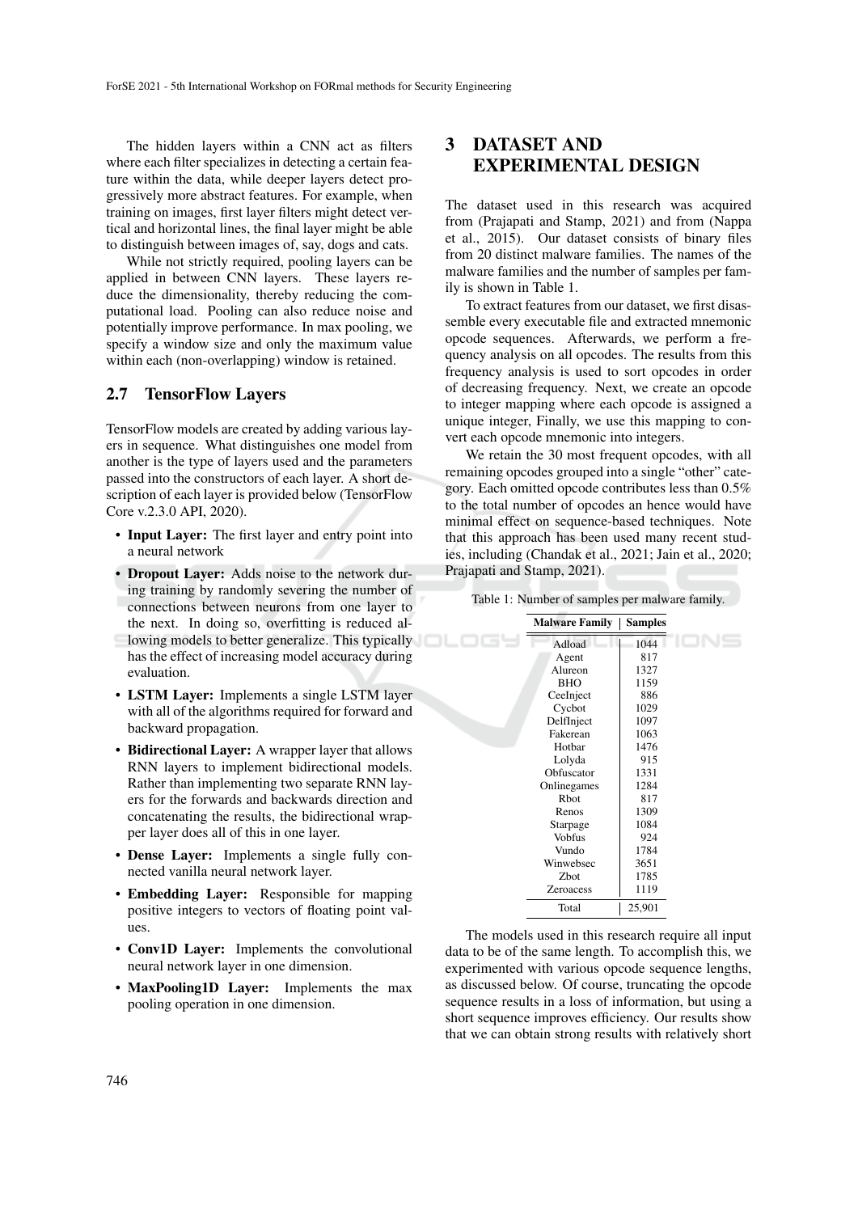The hidden layers within a CNN act as filters where each filter specializes in detecting a certain feature within the data, while deeper layers detect progressively more abstract features. For example, when training on images, first layer filters might detect vertical and horizontal lines, the final layer might be able to distinguish between images of, say, dogs and cats.

While not strictly required, pooling layers can be applied in between CNN layers. These layers reduce the dimensionality, thereby reducing the computational load. Pooling can also reduce noise and potentially improve performance. In max pooling, we specify a window size and only the maximum value within each (non-overlapping) window is retained.

### 2.7 TensorFlow Layers

TensorFlow models are created by adding various layers in sequence. What distinguishes one model from another is the type of layers used and the parameters passed into the constructors of each layer. A short description of each layer is provided below (TensorFlow Core v.2.3.0 API, 2020).

- **Input Layer:** The first layer and entry point into a neural network
- **Dropout Layer:** Adds noise to the network during training by randomly severing the number of connections between neurons from one layer to the next. In doing so, overfitting is reduced allowing models to better generalize. This typically has the effect of increasing model accuracy during evaluation.
- **LSTM Layer:** Implements a single LSTM layer with all of the algorithms required for forward and backward propagation.
- **Bidirectional Layer:** A wrapper layer that allows RNN layers to implement bidirectional models. Rather than implementing two separate RNN layers for the forwards and backwards direction and concatenating the results, the bidirectional wrapper layer does all of this in one layer.
- **Dense Layer:** Implements a single fully connected vanilla neural network layer.
- **Embedding Layer:** Responsible for mapping positive integers to vectors of floating point values.
- **Conv1D Layer:** Implements the convolutional neural network layer in one dimension.
- **MaxPooling1D Layer:** Implements the max pooling operation in one dimension.

## 3 DATASET AND EXPERIMENTAL DESIGN

The dataset used in this research was acquired from (Prajapati and Stamp, 2021) and from (Nappa et al., 2015). Our dataset consists of binary files from 20 distinct malware families. The names of the malware families and the number of samples per family is shown in Table 1.

To extract features from our dataset, we first disassemble every executable file and extracted mnemonic opcode sequences. Afterwards, we perform a frequency analysis on all opcodes. The results from this frequency analysis is used to sort opcodes in order of decreasing frequency. Next, we create an opcode to integer mapping where each opcode is assigned a unique integer, Finally, we use this mapping to convert each opcode mnemonic into integers.

We retain the 30 most frequent opcodes, with all remaining opcodes grouped into a single "other" category. Each omitted opcode contributes less than 0.5% to the total number of opcodes an hence would have minimal effect on sequence-based techniques. Note that this approach has been used many recent studies, including (Chandak et al., 2021; Jain et al., 2020; Prajapati and Stamp, 2021).

Table 1: Number of samples per malware family.

| Malware Family | Samples |
|---|---|
| Adload | 1044 |
| Agent | 817 |
| Alureon | 1327 |
| BHO | 1159 |
| CeeInject | 886 |
| Cycbot | 1029 |
| DelfInject | 1097 |
| Fakerean | 1063 |
| Hotbar | 1476 |
| Lolyda | 915 |
| Obfuscator | 1331 |
| Onlinegames | 1284 |
| Rbot | 817 |
| Renos | 1309 |
| Starpage | 1084 |
| Vobfus | 924 |
| Vundo | 1784 |
| Winwebsec | 3651 |
| Zbot | 1785 |
| Zeroacess | 1119 |
| Total | 25,901 |

The models used in this research require all input data to be of the same length. To accomplish this, we experimented with various opcode sequence lengths, as discussed below. Of course, truncating the opcode sequence results in a loss of information, but using a short sequence improves efficiency. Our results show that we can obtain strong results with relatively short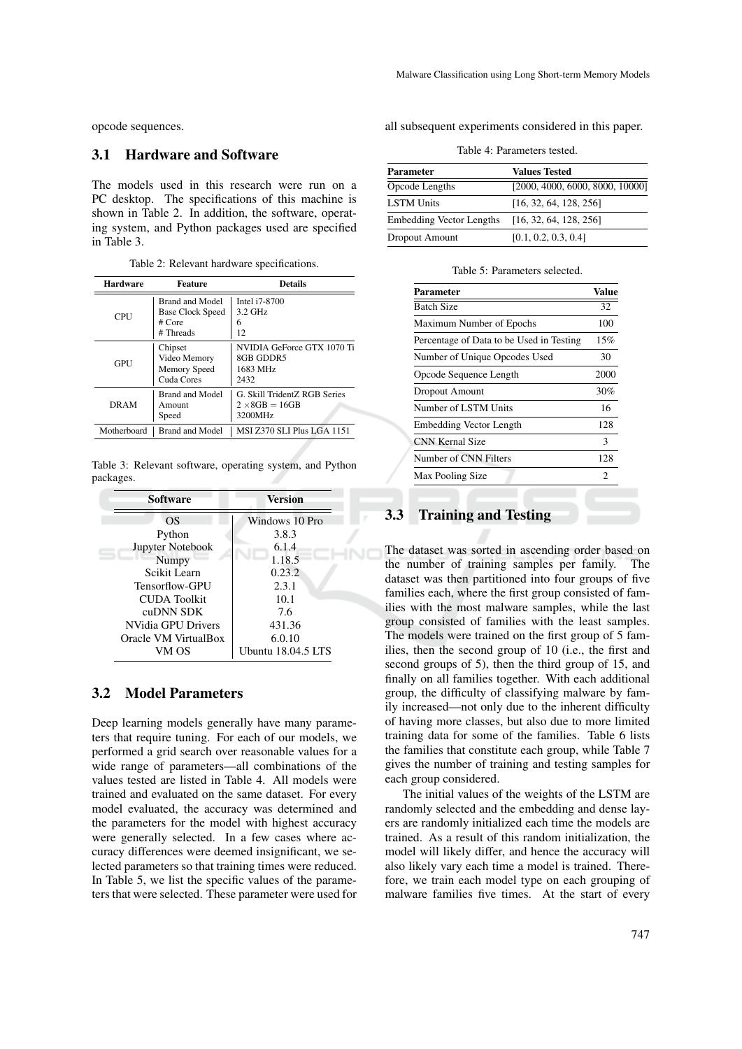opcode sequences.

## 3.1 Hardware and Software

The models used in this research were run on a PC desktop. The specifications of this machine is shown in Table 2. In addition, the software, operating system, and Python packages used are specified in Table 3.

Table 2: Relevant hardware specifications.

| Hardware | Feature | Details |
|---|---|---|
| CPU | Brand and Model | Intel i7-8700 |
| | Base Clock Speed | 3.2 GHz |
| | # Core | 6 |
| | # Threads | 12 |
| GPU | Chipset | NVIDIA GeForce GTX 1070 Ti |
| | Video Memory | 8GB GDDR5 |
| | Memory Speed | 1683 MHz |
| | Cuda Cores | 2432 |
| DRAM | Brand and Model | G. Skill TridentZ RGB Series |
| | Amount | $2 \times 8\text{GB} = 16\text{GB}$ |
| | Speed | 3200MHz |
| Motherboard | Brand and Model | MSI Z370 SLI Plus LGA 1151 |

Table 3: Relevant software, operating system, and Python packages.

| Software | Version |
|---|---|
| OS | Windows 10 Pro |
| Python | 3.8.3 |
| Jupyter Notebook | 6.1.4 |
| Numpy | 1.18.5 |
| Scikit Learn | 0.23.2 |
| Tensorflow-GPU | 2.3.1 |
| CUDA Toolkit | 10.1 |
| cuDNN SDK | 7.6 |
| NVidia GPU Drivers | 431.36 |
| Oracle VM VirtualBox | 6.0.10 |
| VM OS | Ubuntu 18.04.5 LTS |

## 3.2 Model Parameters

Deep learning models generally have many parameters that require tuning. For each of our models, we performed a grid search over reasonable values for a wide range of parameters—all combinations of the values tested are listed in Table 4. All models were trained and evaluated on the same dataset. For every model evaluated, the accuracy was determined and the parameters for the model with highest accuracy were generally selected. In a few cases where accuracy differences were deemed insignificant, we selected parameters so that training times were reduced. In Table 5, we list the specific values of the parameters that were selected. These parameter were used for all subsequent experiments considered in this paper.

Table 4: Parameters tested.

| Parameter | Values Tested |
|---|---|
| Opcode Lengths | [2000, 4000, 6000, 8000, 10000] |
| LSTM Units | [16, 32, 64, 128, 256] |
| Embedding Vector Lengths | [16, 32, 64, 128, 256] |
| Dropout Amount | [0.1, 0.2, 0.3, 0.4] |

Table 5: Parameters selected.

| Parameter | Value |
|---|---|
| Batch Size | 32 |
| Maximum Number of Epochs | 100 |
| Percentage of Data to be Used in Testing | 15% |
| Number of Unique Opcodes Used | 30 |
| Opcode Sequence Length | 2000 |
| Dropout Amount | 30% |
| Number of LSTM Units | 16 |
| Embedding Vector Length | 128 |
| CNN Kernal Size | 3 |
| Number of CNN Filters | 128 |
| Max Pooling Size | 2 |

## 3.3 Training and Testing

The dataset was sorted in ascending order based on the number of training samples per family. The dataset was then partitioned into four groups of five families each, where the first group consisted of families with the most malware samples, while the last group consisted of families with the least samples. The models were trained on the first group of 5 families, then the second group of 10 (i.e., the first and second groups of 5), then the third group of 15, and finally on all families together. With each additional group, the difficulty of classifying malware by family increased—not only due to the inherent difficulty of having more classes, but also due to more limited training data for some of the families. Table 6 lists the families that constitute each group, while Table 7 gives the number of training and testing samples for each group considered.

The initial values of the weights of the LSTM are randomly selected and the embedding and dense layers are randomly initialized each time the models are trained. As a result of this random initialization, the model will likely differ, and hence the accuracy will also likely vary each time a model is trained. Therefore, we train each model type on each grouping of malware families five times. At the start of every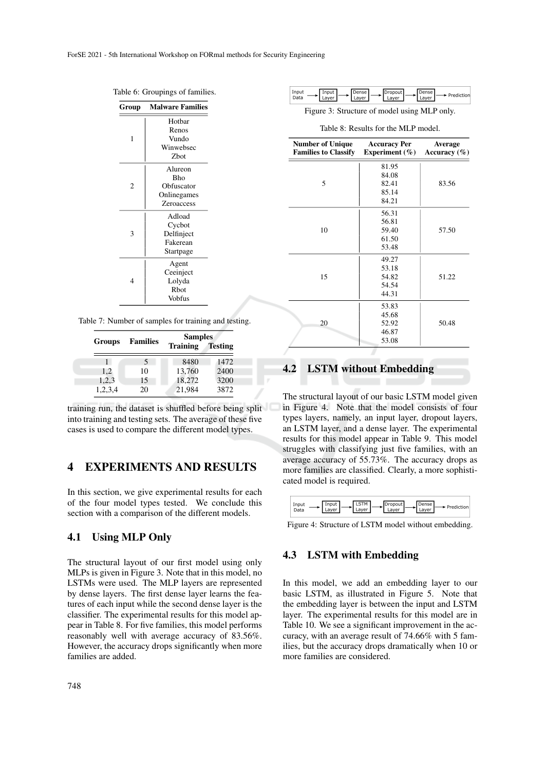Table 6: Groupings of families.

| Group | Malware Families |
|---|---|
| 1 | Hotbar<br>Renos<br>Vundo<br>Winwebsec<br>Zbot |
| 2 | Alureon<br>Bho<br>Obfuscator<br>Onlinegames<br>Zeroaccess |
| 3 | Adload<br>Cycbot<br>Delfinject<br>Fakerean<br>Startpage |
| 4 | Agent<br>Ceeinject<br>Lolyda<br>Rbot<br>Vobfus |

Table 7: Number of samples for training and testing.

| Groups | Families | Samples | |
|---|---|---|---|
| | | Training | Testing |
| 1 | 5 | 8480 | 1472 |
| 1,2 | 10 | 13,760 | 2400 |
| 1,2,3 | 15 | 18,272 | 3200 |
| 1,2,3,4 | 20 | 21,984 | 3872 |

training run, the dataset is shuffled before being split into training and testing sets. The average of these five cases is used to compare the different model types.

## 4 EXPERIMENTS AND RESULTS

In this section, we give experimental results for each of the four model types tested. We conclude this section with a comparison of the different models.

### 4.1 Using MLP Only

The structural layout of our first model using only MLPs is given in Figure 3. Note that in this model, no LSTMs were used. The MLP layers are represented by dense layers. The first dense layer learns the features of each input while the second dense layer is the classifier. The experimental results for this model appear in Table 8. For five families, this model performs reasonably well with average accuracy of 83.56%. However, the accuracy drops significantly when more families are added.

Input Data → Input Layer → Dense Layer → Dropout Layer → Dense Layer → Prediction

Figure 3: Structure of model using MLP only.

Table 8: Results for the MLP model.

| Number of Unique Families to Classify | Accuracy Per Experiment (%) | Average Accuracy (%) |
|---|---|---|
| 5 | 81.95<br>84.08<br>82.41<br>85.14<br>84.21 | 83.56 |
| 10 | 56.31<br>56.81<br>59.40<br>61.50<br>53.48 | 57.50 |
| 15 | 49.27<br>53.18<br>54.82<br>54.54<br>44.31 | 51.22 |
| 20 | 53.83<br>45.68<br>52.92<br>46.87<br>53.08 | 50.48 |

### 4.2 LSTM without Embedding

The structural layout of our basic LSTM model given in Figure 4. Note that the model consists of four types layers, namely, an input layer, dropout layers, an LSTM layer, and a dense layer. The experimental results for this model appear in Table 9. This model struggles with classifying just five families, with an average accuracy of 55.73%. The accuracy drops as more families are classified. Clearly, a more sophisticated model is required.

Input Data → Input Layer → LSTM Layer → Dropout Layer → Dense Layer → Prediction

Figure 4: Structure of LSTM model without embedding.

### 4.3 LSTM with Embedding

In this model, we add an embedding layer to our basic LSTM, as illustrated in Figure 5. Note that the embedding layer is between the input and LSTM layer. The experimental results for this model are in Table 10. We see a significant improvement in the accuracy, with an average result of 74.66% with 5 families, but the accuracy drops dramatically when 10 or more families are considered.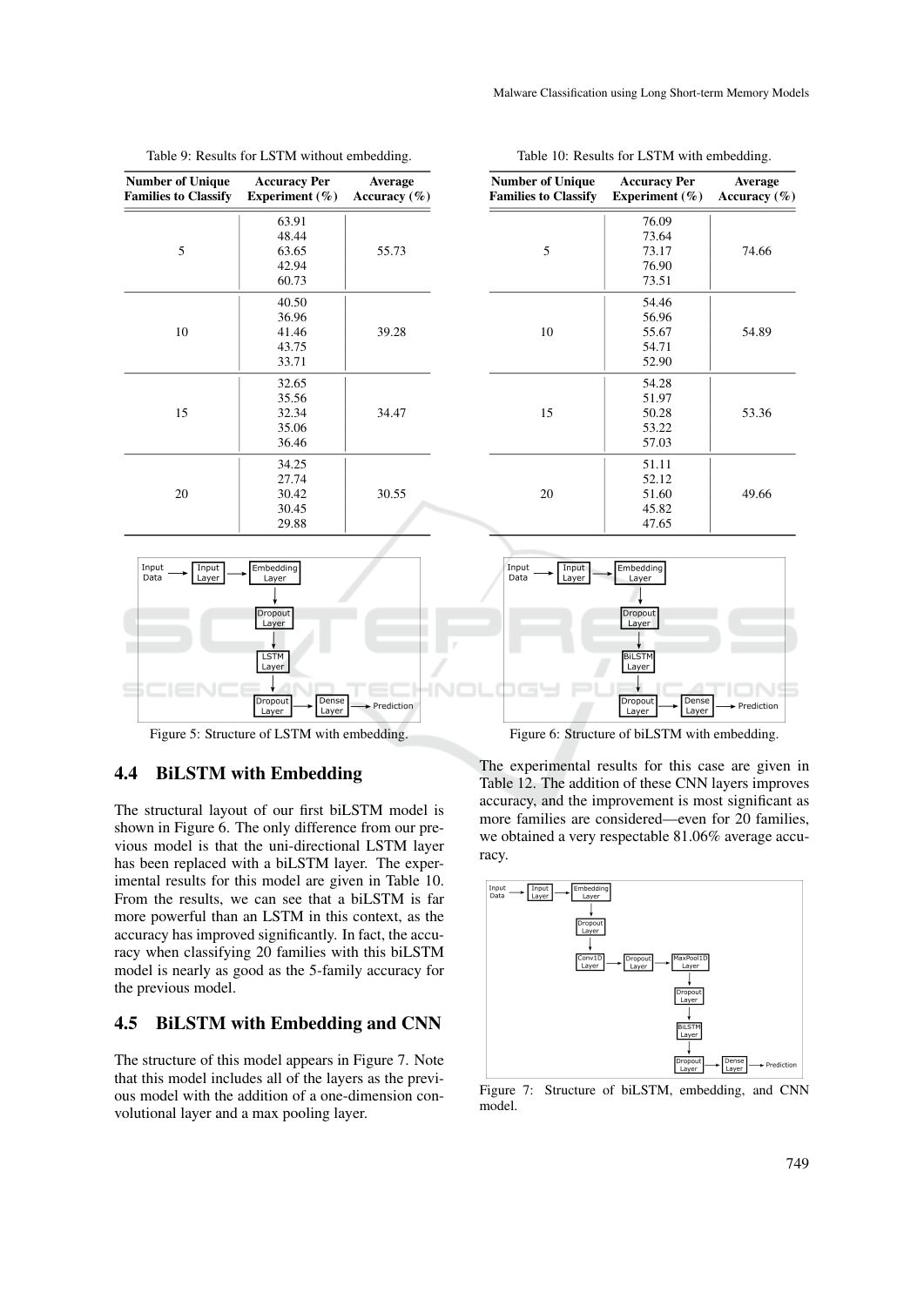Table 9: Results for LSTM without embedding.

| Number of Unique Families to Classify | Accuracy Per Experiment (%) | Average Accuracy (%) |
|---|---|---|
| 5 | 63.91<br>48.44<br>63.65<br>42.94<br>60.73 | 55.73 |
| 10 | 40.50<br>36.96<br>41.46<br>43.75<br>33.71 | 39.28 |
| 15 | 32.65<br>35.56<br>32.34<br>35.06<br>36.46 | 34.47 |
| 20 | 34.25<br>27.74<br>30.42<br>30.45<br>29.88 | 30.55 |

Input Data → Input Layer → Embedding Layer → Dropout Layer → LSTM Layer → Dropout Layer → Dense Layer → Prediction

Figure 5: Structure of LSTM with embedding.

## 4.4 BiLSTM with Embedding

The structural layout of our first biLSTM model is shown in Figure 6. The only difference from our previous model is that the uni-directional LSTM layer has been replaced with a biLSTM layer. The experimental results for this model are given in Table 10. From the results, we can see that a biLSTM is far more powerful than an LSTM in this context, as the accuracy has improved significantly. In fact, the accuracy when classifying 20 families with this biLSTM model is nearly as good as the 5-family accuracy for the previous model.

## 4.5 BiLSTM with Embedding and CNN

The structure of this model appears in Figure 7. Note that this model includes all of the layers as the previous model with the addition of a one-dimension convolutional layer and a max pooling layer.

Table 10: Results for LSTM with embedding.

| Number of Unique Families to Classify | Accuracy Per Experiment (%) | Average Accuracy (%) |
|---|---|---|
| 5 | 76.09<br>73.64<br>73.17<br>76.90<br>73.51 | 74.66 |
| 10 | 54.46<br>56.96<br>55.67<br>54.71<br>52.90 | 54.89 |
| 15 | 54.28<br>51.97<br>50.28<br>53.22<br>57.03 | 53.36 |
| 20 | 51.11<br>52.12<br>51.60<br>45.82<br>47.65 | 49.66 |

Input Data → Input Layer → Embedding Layer → Dropout Layer → BiLSTM Layer → Dropout Layer → Dense Layer → Prediction

Figure 6: Structure of biLSTM with embedding.

The experimental results for this case are given in Table 12. The addition of these CNN layers improves accuracy, and the improvement is most significant as more families are considered—even for 20 families, we obtained a very respectable 81.06% average accuracy.

Input Data → Input Layer → Embedding Layer → Dropout Layer → Conv1D Layer → Dropout Layer → MaxPool1D Layer → Dropout Layer → BiLSTM Layer → Dropout Layer → Dense Layer → Prediction

Figure 7: Structure of biLSTM, embedding, and CNN model.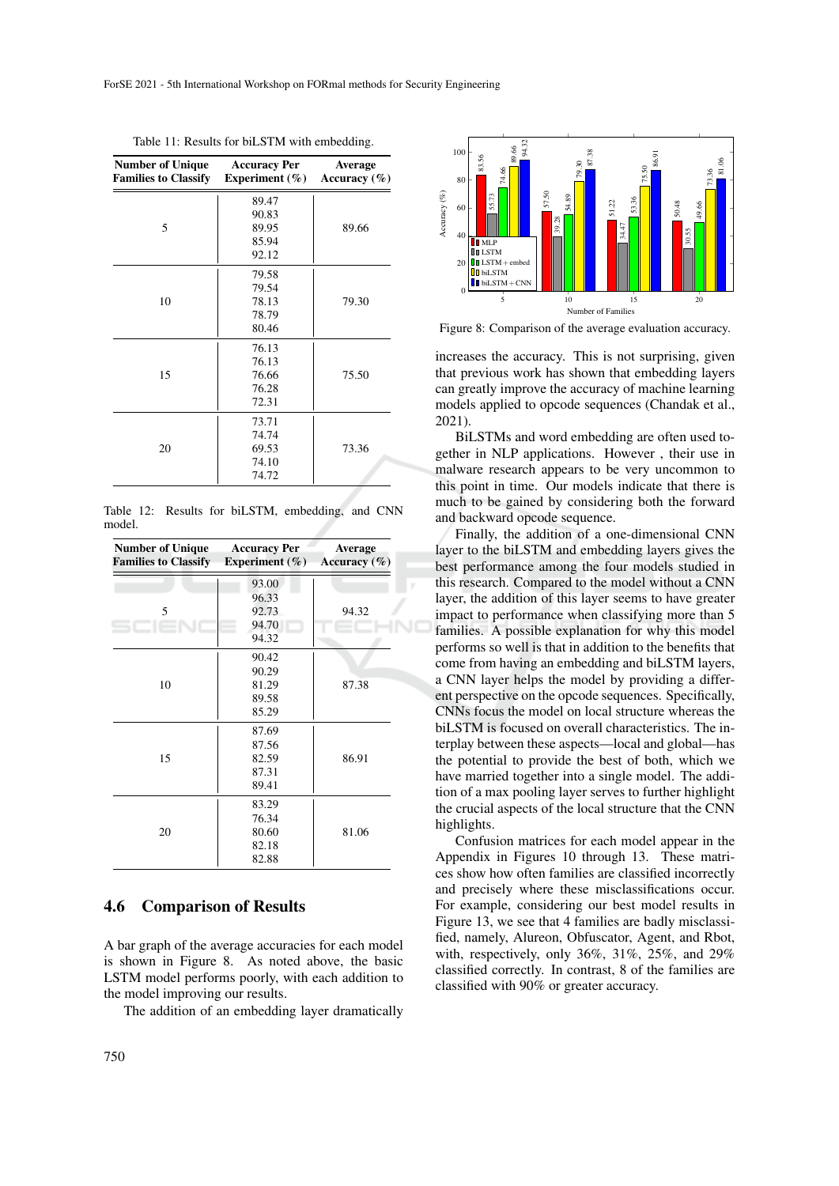Table 11: Results for biLSTM with embedding.

| Number of Unique Families to Classify | Accuracy Per Experiment (%) | Average Accuracy (%) |
|---|---|---|
| 5 | 89.47<br>90.83<br>89.95<br>85.94<br>92.12 | 89.66 |
| 10 | 79.58<br>79.54<br>78.13<br>78.79<br>80.46 | 79.30 |
| 15 | 76.13<br>76.13<br>76.66<br>76.28<br>72.31 | 75.50 |
| 20 | 73.71<br>74.74<br>69.53<br>74.10<br>74.72 | 73.36 |

Table 12: Results for biLSTM, embedding, and CNN model.

| Number of Unique Families to Classify | Accuracy Per Experiment (%) | Average Accuracy (%) |
|---|---|---|
| 5 | 93.00<br>96.33<br>92.73<br>94.70<br>94.32 | 94.32 |
| 10 | 90.42<br>90.29<br>81.29<br>89.58<br>85.29 | 87.38 |
| 15 | 87.69<br>87.56<br>82.59<br>87.31<br>89.41 | 86.91 |
| 20 | 83.29<br>76.34<br>80.60<br>82.18<br>82.88 | 81.06 |

## 4.6 Comparison of Results

A bar graph of the average accuracies for each model is shown in Figure 8. As noted above, the basic LSTM model performs poorly, with each addition to the model improving our results.

The addition of an embedding layer dramatically increases the accuracy. This is not surprising, given that previous work has shown that embedding layers can greatly improve the accuracy of machine learning models applied to opcode sequences (Chandak et al., 2021).

BiLSTMs and word embedding are often used together in NLP applications. However , their use in malware research appears to be very uncommon to this point in time. Our models indicate that there is much to be gained by considering both the forward and backward opcode sequence.

Finally, the addition of a one-dimensional CNN layer to the biLSTM and embedding layers gives the best performance among the four models studied in this research. Compared to the model without a CNN layer, the addition of this layer seems to have greater impact to performance when classifying more than 5 families. A possible explanation for why this model performs so well is that in addition to the benefits that come from having an embedding and biLSTM layers, a CNN layer helps the model by providing a different perspective on the opcode sequences. Specifically, CNNs focus the model on local structure whereas the biLSTM is focused on overall characteristics. The interplay between these aspects—local and global—has the potential to provide the best of both, which we have married together into a single model. The addition of a max pooling layer serves to further highlight the crucial aspects of the local structure that the CNN highlights.

Confusion matrices for each model appear in the Appendix in Figures 10 through 13. These matrices show how often families are classified incorrectly and precisely where these misclassifications occur. For example, considering our best model results in Figure 13, we see that 4 families are badly misclassified, namely, Alureon, Obfuscator, Agent, and Rbot, with, respectively, only 36%, 31%, 25%, and 29% classified correctly. In contrast, 8 of the families are classified with 90% or greater accuracy.

| Number of Families | MLP | LSTM | LSTM + embed | biLSTM | biLSTM + CNN |
|---|---|---|---|---|---|
| 5 | 83.56 | 55.73 | 74.66 | 89.66 | 94.32 |
| 10 | 57.50 | 39.28 | 54.89 | 79.30 | 87.38 |
| 15 | 51.22 | 34.47 | 53.36 | 75.50 | 86.91 |
| 20 | 50.48 | 30.55 | 49.66 | 73.36 | 81.06 |

Figure 8: Comparison of the average evaluation accuracy.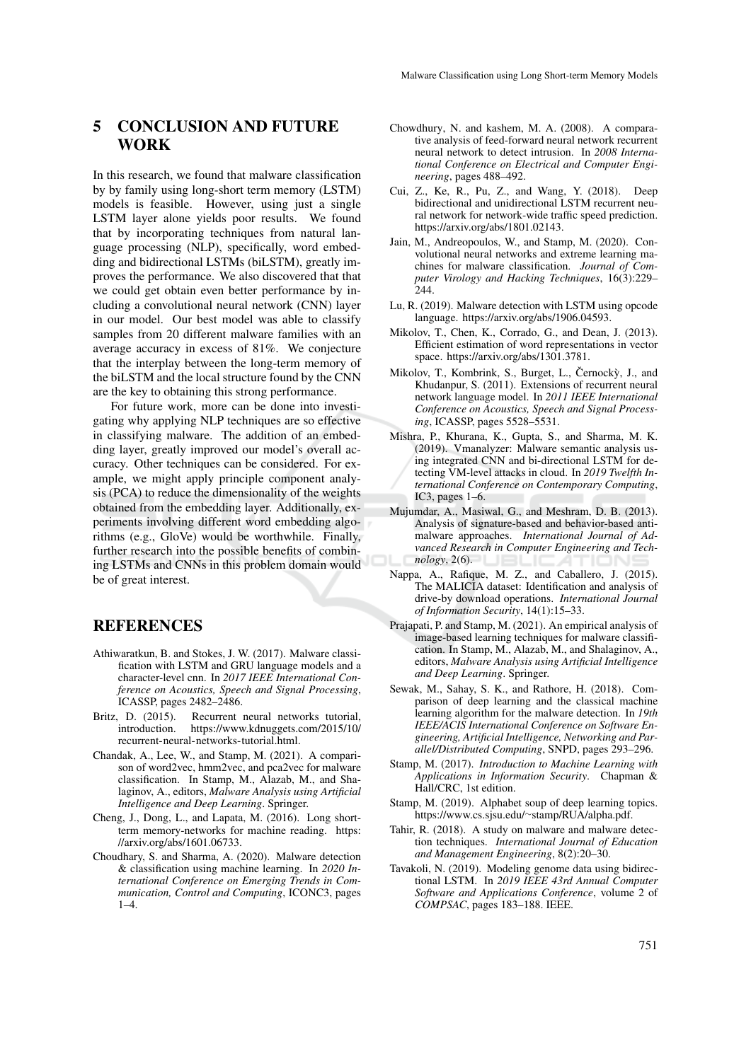## 5 CONCLUSION AND FUTURE WORK

In this research, we found that malware classification by by family using long-short term memory (LSTM) models is feasible. However, using just a single LSTM layer alone yields poor results. We found that by incorporating techniques from natural language processing (NLP), specifically, word embedding and bidirectional LSTMs (biLSTM), greatly improves the performance. We also discovered that that we could get obtain even better performance by including a convolutional neural network (CNN) layer in our model. Our best model was able to classify samples from 20 different malware families with an average accuracy in excess of 81%. We conjecture that the interplay between the long-term memory of the biLSTM and the local structure found by the CNN are the key to obtaining this strong performance.

For future work, more can be done into investigating why applying NLP techniques are so effective in classifying malware. The addition of an embedding layer, greatly improved our model's overall accuracy. Other techniques can be considered. For example, we might apply principle component analysis (PCA) to reduce the dimensionality of the weights obtained from the embedding layer. Additionally, experiments involving different word embedding algorithms (e.g., GloVe) would be worthwhile. Finally, further research into the possible benefits of combining LSTMs and CNNs in this problem domain would be of great interest.

## REFERENCES

Athiwaratkun, B. and Stokes, J. W. (2017). Malware classification with LSTM and GRU language models and a character-level cnn. In *2017 IEEE International Conference on Acoustics, Speech and Signal Processing*, ICASSP, pages 2482–2486.

Britz, D. (2015). Recurrent neural networks tutorial, introduction. https://www.kdnuggets.com/2015/10/recurrent-neural-networks-tutorial.html.

Chandak, A., Lee, W., and Stamp, M. (2021). A comparison of word2vec, hmm2vec, and pca2vec for malware classification. In Stamp, M., Alazab, M., and Shalaginov, A., editors, *Malware Analysis using Artificial Intelligence and Deep Learning*. Springer.

Cheng, J., Dong, L., and Lapata, M. (2016). Long short-term memory-networks for machine reading. https://arxiv.org/abs/1601.06733.

Choudhary, S. and Sharma, A. (2020). Malware detection & classification using machine learning. In *2020 International Conference on Emerging Trends in Communication, Control and Computing*, ICONC3, pages 1–4.

Chowdhury, N. and kashem, M. A. (2008). A comparative analysis of feed-forward neural network recurrent neural network to detect intrusion. In *2008 International Conference on Electrical and Computer Engineering*, pages 488–492.

Cui, Z., Ke, R., Pu, Z., and Wang, Y. (2018). Deep bidirectional and unidirectional LSTM recurrent neural network for network-wide traffic speed prediction. https://arxiv.org/abs/1801.02143.

Jain, M., Andreopoulos, W., and Stamp, M. (2020). Convolutional neural networks and extreme learning machines for malware classification. *Journal of Computer Virology and Hacking Techniques*, 16(3):229–244.

Lu, R. (2019). Malware detection with LSTM using opcode language. https://arxiv.org/abs/1906.04593.

Mikolov, T., Chen, K., Corrado, G., and Dean, J. (2013). Efficient estimation of word representations in vector space. https://arxiv.org/abs/1301.3781.

Mikolov, T., Kombrink, S., Burget, L., Černockỳ, J., and Khudanpur, S. (2011). Extensions of recurrent neural network language model. In *2011 IEEE International Conference on Acoustics, Speech and Signal Processing*, ICASSP, pages 5528–5531.

Mishra, P., Khurana, K., Gupta, S., and Sharma, M. K. (2019). Vmanalyzer: Malware semantic analysis using integrated CNN and bi-directional LSTM for detecting VM-level attacks in cloud. In *2019 Twelfth International Conference on Contemporary Computing*, IC3, pages 1–6.

Mujumdar, A., Masiwal, G., and Meshram, D. B. (2013). Analysis of signature-based and behavior-based anti-malware approaches. *International Journal of Advanced Research in Computer Engineering and Technology*, 2(6).

Nappa, A., Rafique, M. Z., and Caballero, J. (2015). The MALICIA dataset: Identification and analysis of drive-by download operations. *International Journal of Information Security*, 14(1):15–33.

Prajapati, P. and Stamp, M. (2021). An empirical analysis of image-based learning techniques for malware classification. In Stamp, M., Alazab, M., and Shalaginov, A., editors, *Malware Analysis using Artificial Intelligence and Deep Learning*. Springer.

Sewak, M., Sahay, S. K., and Rathore, H. (2018). Comparison of deep learning and the classical machine learning algorithm for the malware detection. In *19th IEEE/ACIS International Conference on Software Engineering, Artificial Intelligence, Networking and Parallel/Distributed Computing*, SNPD, pages 293–296.

Stamp, M. (2017). *Introduction to Machine Learning with Applications in Information Security*. Chapman & Hall/CRC, 1st edition.

Stamp, M. (2019). Alphabet soup of deep learning topics. https://www.cs.sjsu.edu/~stamp/RUA/alpha.pdf.

Tahir, R. (2018). A study on malware and malware detection techniques. *International Journal of Education and Management Engineering*, 8(2):20–30.

Tavakoli, N. (2019). Modeling genome data using bidirectional LSTM. In *2019 IEEE 43rd Annual Computer Software and Applications Conference*, volume 2 of *COMPSAC*, pages 183–188. IEEE.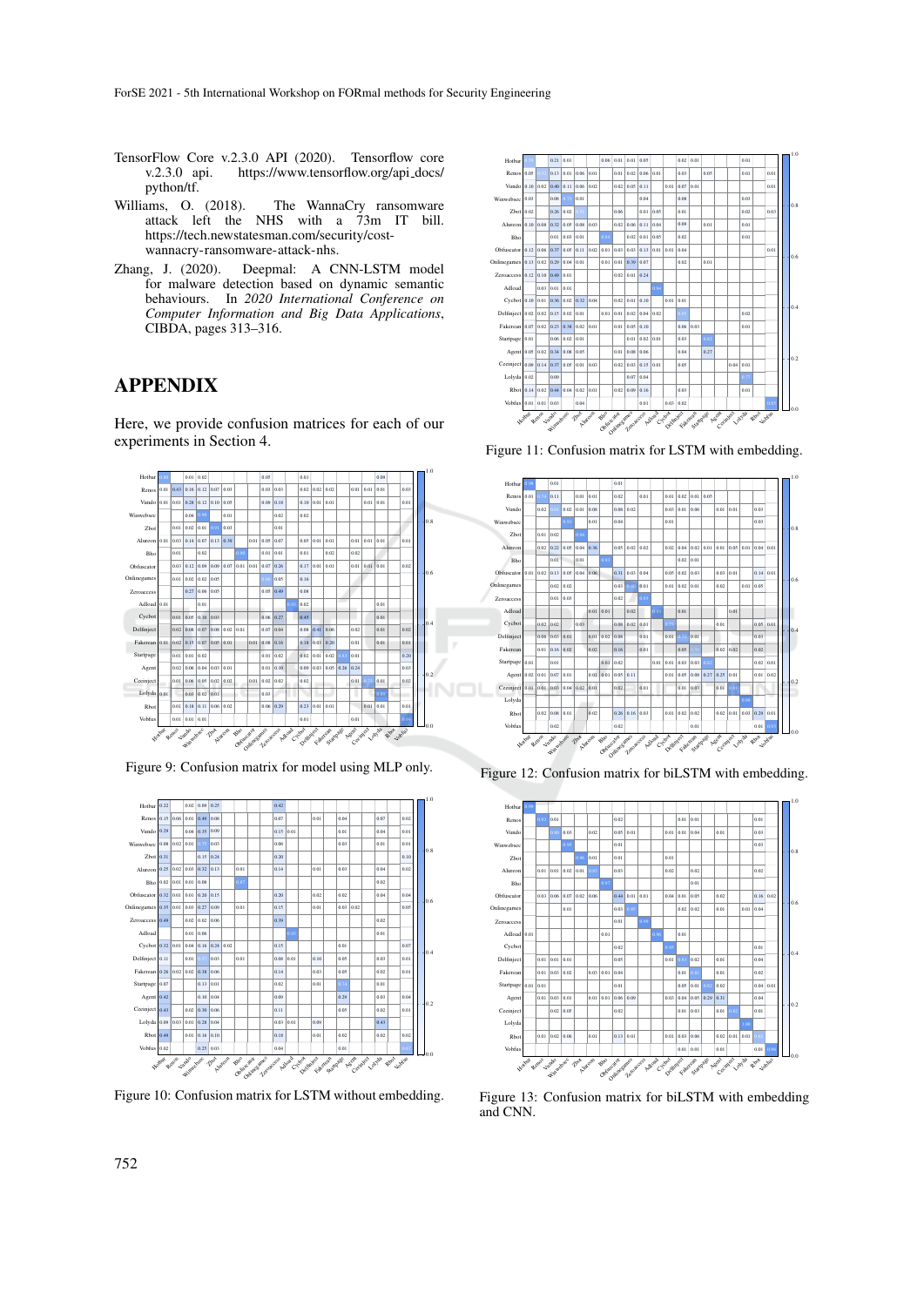TensorFlow Core v.2.3.0 API (2020). Tensorflow core v.2.3.0 api. https://www.tensorflow.org/api_docs/python/tf.

Williams, O. (2018). The WannaCry ransomware attack left the NHS with a 73m IT bill. https://tech.newstatesman.com/security/cost-wannacry-ransomware-attack-nhs.

Zhang, J. (2020). Deepmal: A CNN-LSTM model for malware detection based on dynamic semantic behaviours. In *2020 International Conference on Computer Information and Big Data Applications, CIBDA*, pages 313–316.

# APPENDIX

Here, we provide confusion matrices for each of our experiments in Section 4.

Figure 9: Confusion matrix for model using MLP only.

Figure 10: Confusion matrix for LSTM without embedding.

Figure 11: Confusion matrix for LSTM with embedding.

Figure 12: Confusion matrix for biLSTM with embedding.

Figure 13: Confusion matrix for biLSTM with embedding and CNN.